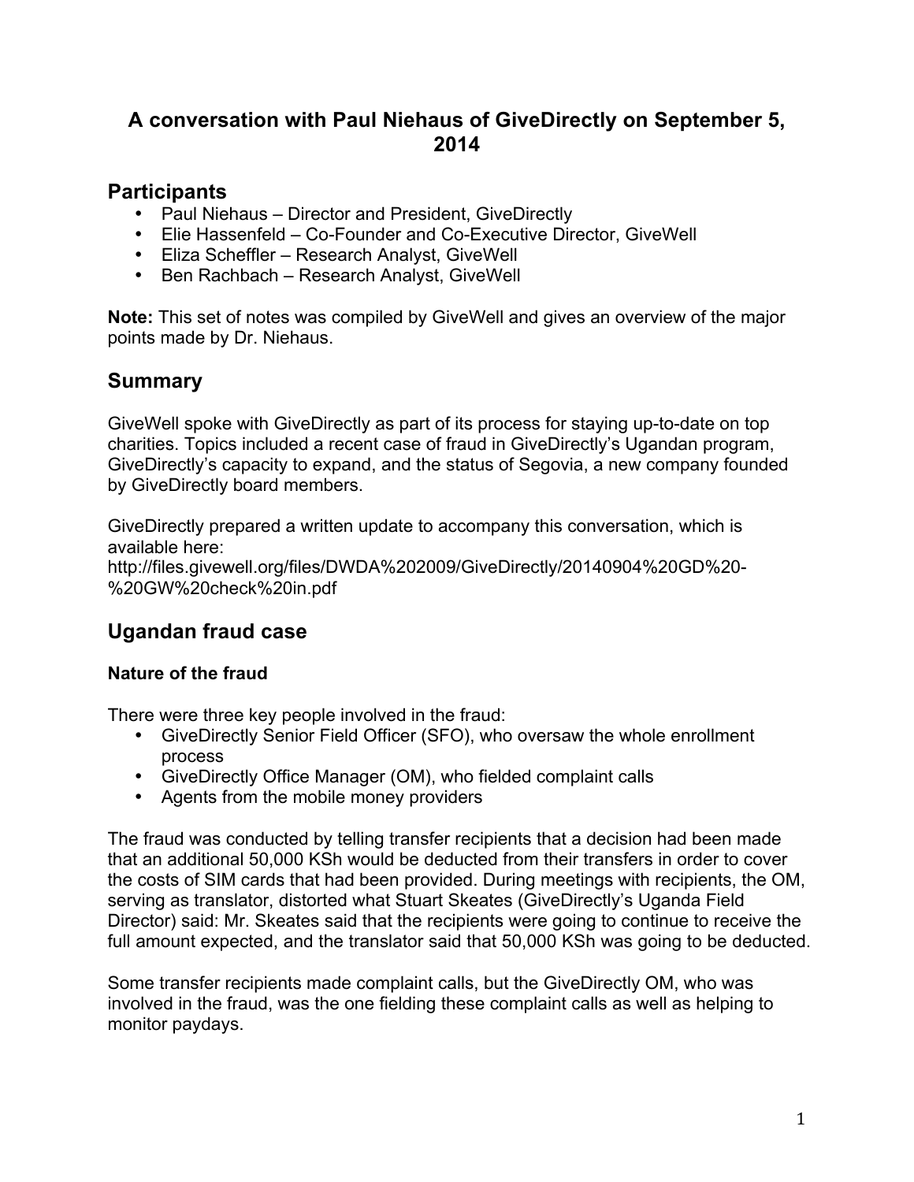# A conversation with Paul Niehaus of GiveDirectly on September 5, 2014

## Participants

- Paul Niehaus – Director and President, GiveDirectly
- Elie Hassenfeld – Co-Founder and Co-Executive Director, GiveWell
- Eliza Scheffler – Research Analyst, GiveWell
- Ben Rachbach – Research Analyst, GiveWell

**Note:** This set of notes was compiled by GiveWell and gives an overview of the major points made by Dr. Niehaus.

## Summary

GiveWell spoke with GiveDirectly as part of its process for staying up-to-date on top charities. Topics included a recent case of fraud in GiveDirectly's Ugandan program, GiveDirectly's capacity to expand, and the status of Segovia, a new company founded by GiveDirectly board members.

GiveDirectly prepared a written update to accompany this conversation, which is available here:
http://files.givewell.org/files/DWDA%202009/GiveDirectly/20140904%20GD%20-%20GW%20check%20in.pdf

## Ugandan fraud case

### Nature of the fraud

There were three key people involved in the fraud:

- GiveDirectly Senior Field Officer (SFO), who oversaw the whole enrollment process
- GiveDirectly Office Manager (OM), who fielded complaint calls
- Agents from the mobile money providers

The fraud was conducted by telling transfer recipients that a decision had been made that an additional 50,000 KSh would be deducted from their transfers in order to cover the costs of SIM cards that had been provided. During meetings with recipients, the OM, serving as translator, distorted what Stuart Skeates (GiveDirectly's Uganda Field Director) said: Mr. Skeates said that the recipients were going to continue to receive the full amount expected, and the translator said that 50,000 KSh was going to be deducted.

Some transfer recipients made complaint calls, but the GiveDirectly OM, who was involved in the fraud, was the one fielding these complaint calls as well as helping to monitor paydays.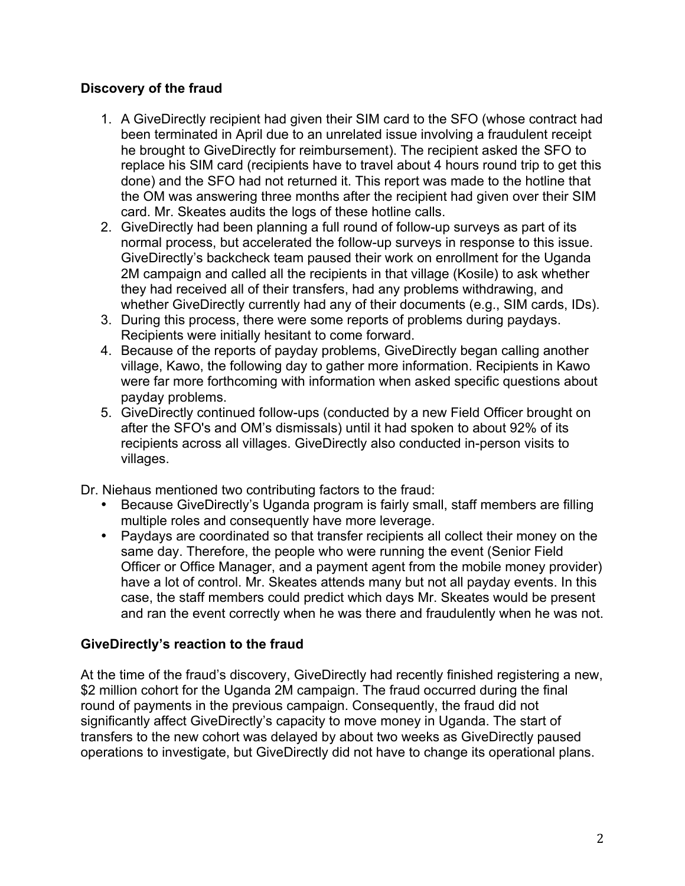**Discovery of the fraud**

1. A GiveDirectly recipient had given their SIM card to the SFO (whose contract had been terminated in April due to an unrelated issue involving a fraudulent receipt he brought to GiveDirectly for reimbursement). The recipient asked the SFO to replace his SIM card (recipients have to travel about 4 hours round trip to get this done) and the SFO had not returned it. This report was made to the hotline that the OM was answering three months after the recipient had given over their SIM card. Mr. Skeates audits the logs of these hotline calls.
2. GiveDirectly had been planning a full round of follow-up surveys as part of its normal process, but accelerated the follow-up surveys in response to this issue. GiveDirectly's backcheck team paused their work on enrollment for the Uganda 2M campaign and called all the recipients in that village (Kosile) to ask whether they had received all of their transfers, had any problems withdrawing, and whether GiveDirectly currently had any of their documents (e.g., SIM cards, IDs).
3. During this process, there were some reports of problems during paydays. Recipients were initially hesitant to come forward.
4. Because of the reports of payday problems, GiveDirectly began calling another village, Kawo, the following day to gather more information. Recipients in Kawo were far more forthcoming with information when asked specific questions about payday problems.
5. GiveDirectly continued follow-ups (conducted by a new Field Officer brought on after the SFO's and OM's dismissals) until it had spoken to about 92% of its recipients across all villages. GiveDirectly also conducted in-person visits to villages.

Dr. Niehaus mentioned two contributing factors to the fraud:

- Because GiveDirectly's Uganda program is fairly small, staff members are filling multiple roles and consequently have more leverage.
- Paydays are coordinated so that transfer recipients all collect their money on the same day. Therefore, the people who were running the event (Senior Field Officer or Office Manager, and a payment agent from the mobile money provider) have a lot of control. Mr. Skeates attends many but not all payday events. In this case, the staff members could predict which days Mr. Skeates would be present and ran the event correctly when he was there and fraudulently when he was not.

**GiveDirectly's reaction to the fraud**

At the time of the fraud's discovery, GiveDirectly had recently finished registering a new, $2 million cohort for the Uganda 2M campaign. The fraud occurred during the final round of payments in the previous campaign. Consequently, the fraud did not significantly affect GiveDirectly's capacity to move money in Uganda. The start of transfers to the new cohort was delayed by about two weeks as GiveDirectly paused operations to investigate, but GiveDirectly did not have to change its operational plans.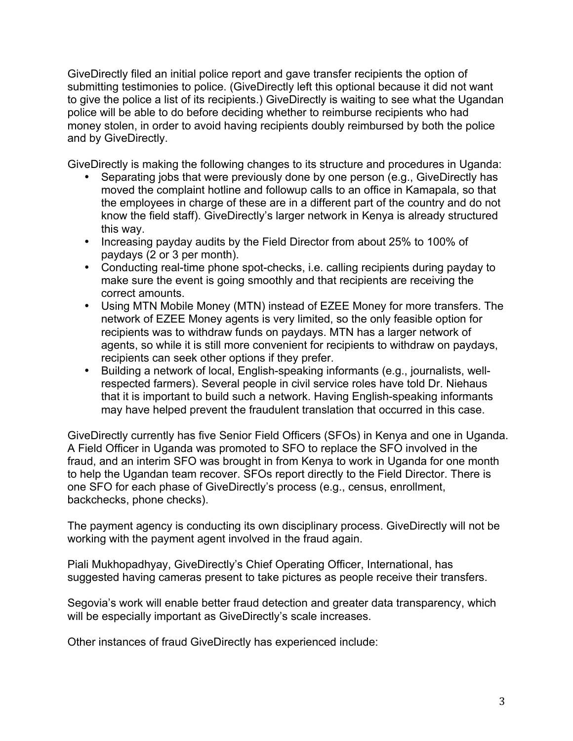GiveDirectly filed an initial police report and gave transfer recipients the option of submitting testimonies to police. (GiveDirectly left this optional because it did not want to give the police a list of its recipients.) GiveDirectly is waiting to see what the Ugandan police will be able to do before deciding whether to reimburse recipients who had money stolen, in order to avoid having recipients doubly reimbursed by both the police and by GiveDirectly.

GiveDirectly is making the following changes to its structure and procedures in Uganda:

- Separating jobs that were previously done by one person (e.g., GiveDirectly has moved the complaint hotline and followup calls to an office in Kamapala, so that the employees in charge of these are in a different part of the country and do not know the field staff). GiveDirectly's larger network in Kenya is already structured this way.
- Increasing payday audits by the Field Director from about 25% to 100% of paydays (2 or 3 per month).
- Conducting real-time phone spot-checks, i.e. calling recipients during payday to make sure the event is going smoothly and that recipients are receiving the correct amounts.
- Using MTN Mobile Money (MTN) instead of EZEE Money for more transfers. The network of EZEE Money agents is very limited, so the only feasible option for recipients was to withdraw funds on paydays. MTN has a larger network of agents, so while it is still more convenient for recipients to withdraw on paydays, recipients can seek other options if they prefer.
- Building a network of local, English-speaking informants (e.g., journalists, well-respected farmers). Several people in civil service roles have told Dr. Niehaus that it is important to build such a network. Having English-speaking informants may have helped prevent the fraudulent translation that occurred in this case.

GiveDirectly currently has five Senior Field Officers (SFOs) in Kenya and one in Uganda. A Field Officer in Uganda was promoted to SFO to replace the SFO involved in the fraud, and an interim SFO was brought in from Kenya to work in Uganda for one month to help the Ugandan team recover. SFOs report directly to the Field Director. There is one SFO for each phase of GiveDirectly's process (e.g., census, enrollment, backchecks, phone checks).

The payment agency is conducting its own disciplinary process. GiveDirectly will not be working with the payment agent involved in the fraud again.

Piali Mukhopadhyay, GiveDirectly's Chief Operating Officer, International, has suggested having cameras present to take pictures as people receive their transfers.

Segovia's work will enable better fraud detection and greater data transparency, which will be especially important as GiveDirectly's scale increases.

Other instances of fraud GiveDirectly has experienced include: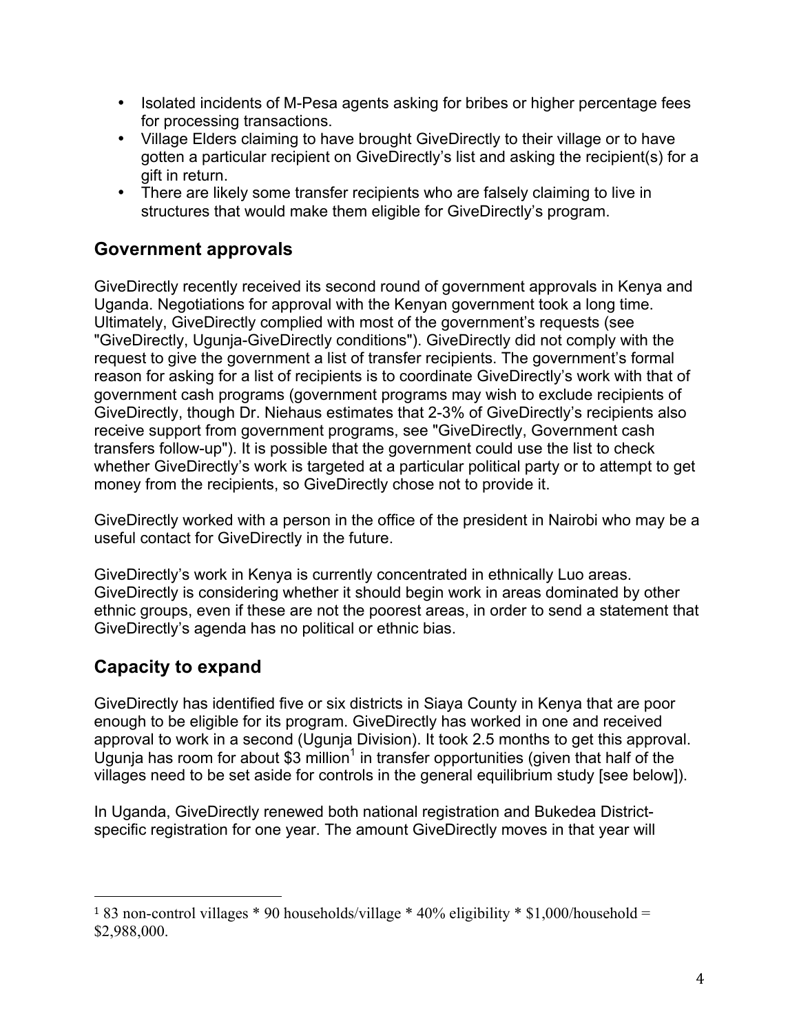- Isolated incidents of M-Pesa agents asking for bribes or higher percentage fees for processing transactions.
- Village Elders claiming to have brought GiveDirectly to their village or to have gotten a particular recipient on GiveDirectly's list and asking the recipient(s) for a gift in return.
- There are likely some transfer recipients who are falsely claiming to live in structures that would make them eligible for GiveDirectly's program.

## Government approvals

GiveDirectly recently received its second round of government approvals in Kenya and Uganda. Negotiations for approval with the Kenyan government took a long time. Ultimately, GiveDirectly complied with most of the government's requests (see "GiveDirectly, Ugunja-GiveDirectly conditions"). GiveDirectly did not comply with the request to give the government a list of transfer recipients. The government's formal reason for asking for a list of recipients is to coordinate GiveDirectly's work with that of government cash programs (government programs may wish to exclude recipients of GiveDirectly, though Dr. Niehaus estimates that 2-3% of GiveDirectly's recipients also receive support from government programs, see "GiveDirectly, Government cash transfers follow-up"). It is possible that the government could use the list to check whether GiveDirectly's work is targeted at a particular political party or to attempt to get money from the recipients, so GiveDirectly chose not to provide it.

GiveDirectly worked with a person in the office of the president in Nairobi who may be a useful contact for GiveDirectly in the future.

GiveDirectly's work in Kenya is currently concentrated in ethnically Luo areas. GiveDirectly is considering whether it should begin work in areas dominated by other ethnic groups, even if these are not the poorest areas, in order to send a statement that GiveDirectly's agenda has no political or ethnic bias.

## Capacity to expand

GiveDirectly has identified five or six districts in Siaya County in Kenya that are poor enough to be eligible for its program. GiveDirectly has worked in one and received approval to work in a second (Ugunja Division). It took 2.5 months to get this approval. Ugunja has room for about $3 million[1] in transfer opportunities (given that half of the villages need to be set aside for controls in the general equilibrium study [see below]).

In Uganda, GiveDirectly renewed both national registration and Bukedea District-specific registration for one year. The amount GiveDirectly moves in that year will

[1] 83 non-control villages * 90 households/village * 40% eligibility * $1,000/household = $2,988,000.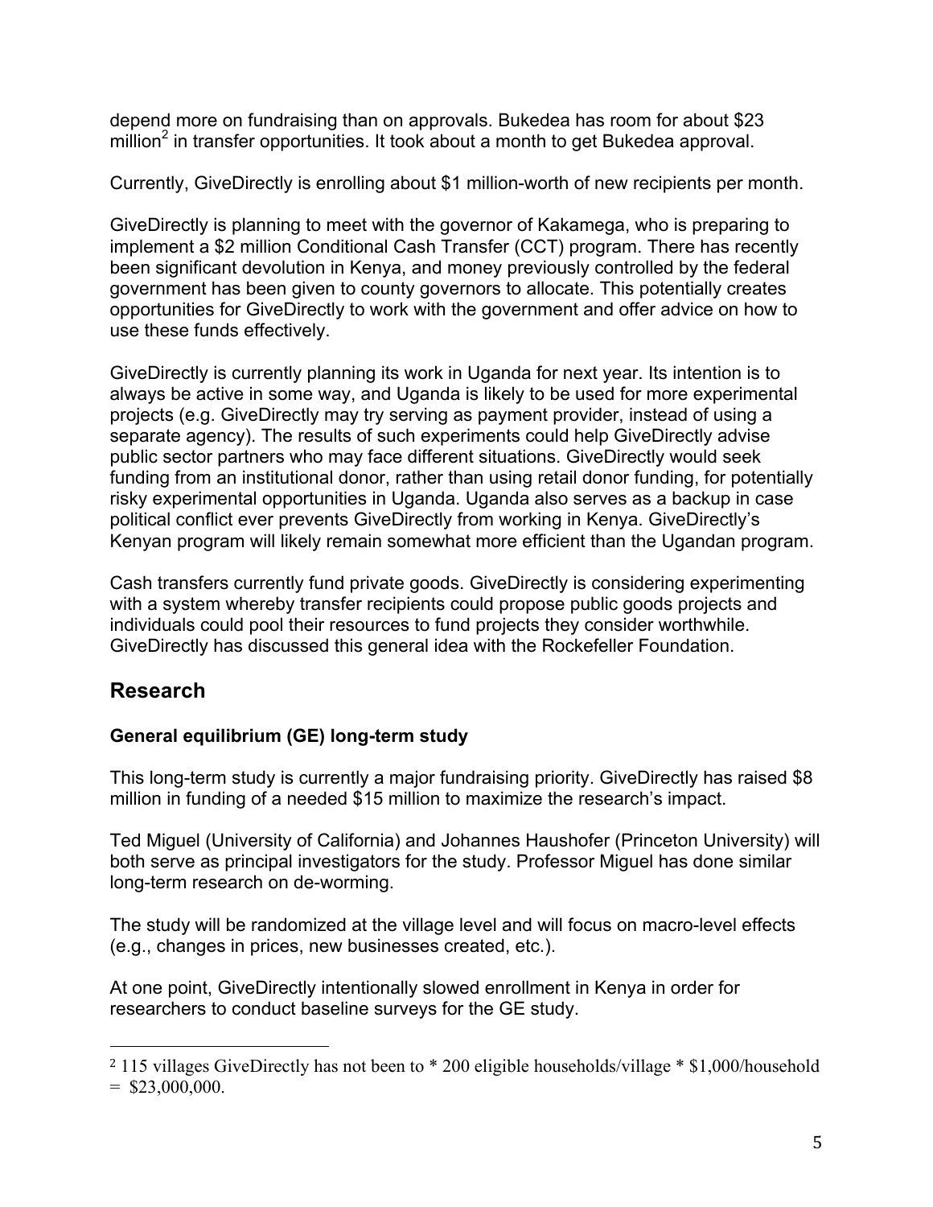depend more on fundraising than on approvals. Bukedea has room for about $23 million[2] in transfer opportunities. It took about a month to get Bukedea approval.

Currently, GiveDirectly is enrolling about $1 million-worth of new recipients per month.

GiveDirectly is planning to meet with the governor of Kakamega, who is preparing to implement a $2 million Conditional Cash Transfer (CCT) program. There has recently been significant devolution in Kenya, and money previously controlled by the federal government has been given to county governors to allocate. This potentially creates opportunities for GiveDirectly to work with the government and offer advice on how to use these funds effectively.

GiveDirectly is currently planning its work in Uganda for next year. Its intention is to always be active in some way, and Uganda is likely to be used for more experimental projects (e.g. GiveDirectly may try serving as payment provider, instead of using a separate agency). The results of such experiments could help GiveDirectly advise public sector partners who may face different situations. GiveDirectly would seek funding from an institutional donor, rather than using retail donor funding, for potentially risky experimental opportunities in Uganda. Uganda also serves as a backup in case political conflict ever prevents GiveDirectly from working in Kenya. GiveDirectly's Kenyan program will likely remain somewhat more efficient than the Ugandan program.

Cash transfers currently fund private goods. GiveDirectly is considering experimenting with a system whereby transfer recipients could propose public goods projects and individuals could pool their resources to fund projects they consider worthwhile. GiveDirectly has discussed this general idea with the Rockefeller Foundation.

## Research

### General equilibrium (GE) long-term study

This long-term study is currently a major fundraising priority. GiveDirectly has raised $8 million in funding of a needed $15 million to maximize the research's impact.

Ted Miguel (University of California) and Johannes Haushofer (Princeton University) will both serve as principal investigators for the study. Professor Miguel has done similar long-term research on de-worming.

The study will be randomized at the village level and will focus on macro-level effects (e.g., changes in prices, new businesses created, etc.).

At one point, GiveDirectly intentionally slowed enrollment in Kenya in order for researchers to conduct baseline surveys for the GE study.

---

[2] 115 villages GiveDirectly has not been to * 200 eligible households/village * $1,000/household = $23,000,000.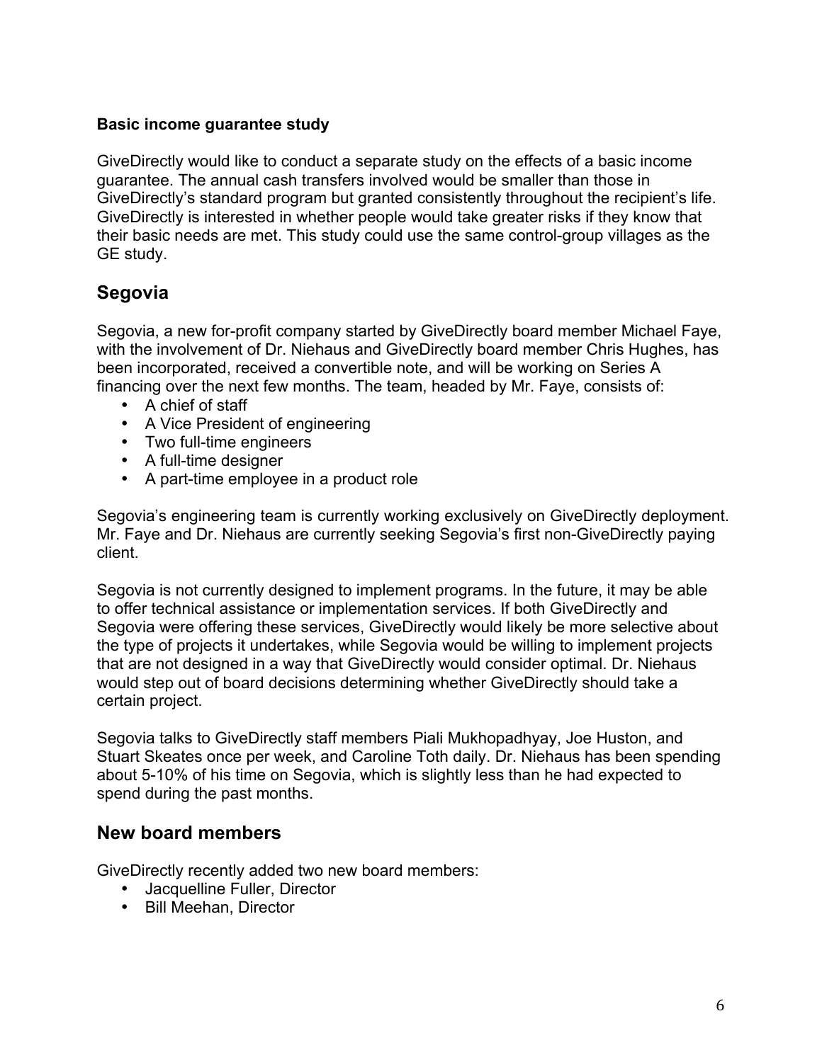**Basic income guarantee study**

GiveDirectly would like to conduct a separate study on the effects of a basic income guarantee. The annual cash transfers involved would be smaller than those in GiveDirectly's standard program but granted consistently throughout the recipient's life. GiveDirectly is interested in whether people would take greater risks if they know that their basic needs are met. This study could use the same control-group villages as the GE study.

## Segovia

Segovia, a new for-profit company started by GiveDirectly board member Michael Faye, with the involvement of Dr. Niehaus and GiveDirectly board member Chris Hughes, has been incorporated, received a convertible note, and will be working on Series A financing over the next few months. The team, headed by Mr. Faye, consists of:

- A chief of staff
- A Vice President of engineering
- Two full-time engineers
- A full-time designer
- A part-time employee in a product role

Segovia's engineering team is currently working exclusively on GiveDirectly deployment. Mr. Faye and Dr. Niehaus are currently seeking Segovia's first non-GiveDirectly paying client.

Segovia is not currently designed to implement programs. In the future, it may be able to offer technical assistance or implementation services. If both GiveDirectly and Segovia were offering these services, GiveDirectly would likely be more selective about the type of projects it undertakes, while Segovia would be willing to implement projects that are not designed in a way that GiveDirectly would consider optimal. Dr. Niehaus would step out of board decisions determining whether GiveDirectly should take a certain project.

Segovia talks to GiveDirectly staff members Piali Mukhopadhyay, Joe Huston, and Stuart Skeates once per week, and Caroline Toth daily. Dr. Niehaus has been spending about 5-10% of his time on Segovia, which is slightly less than he had expected to spend during the past months.

## New board members

GiveDirectly recently added two new board members:

- Jacquelline Fuller, Director
- Bill Meehan, Director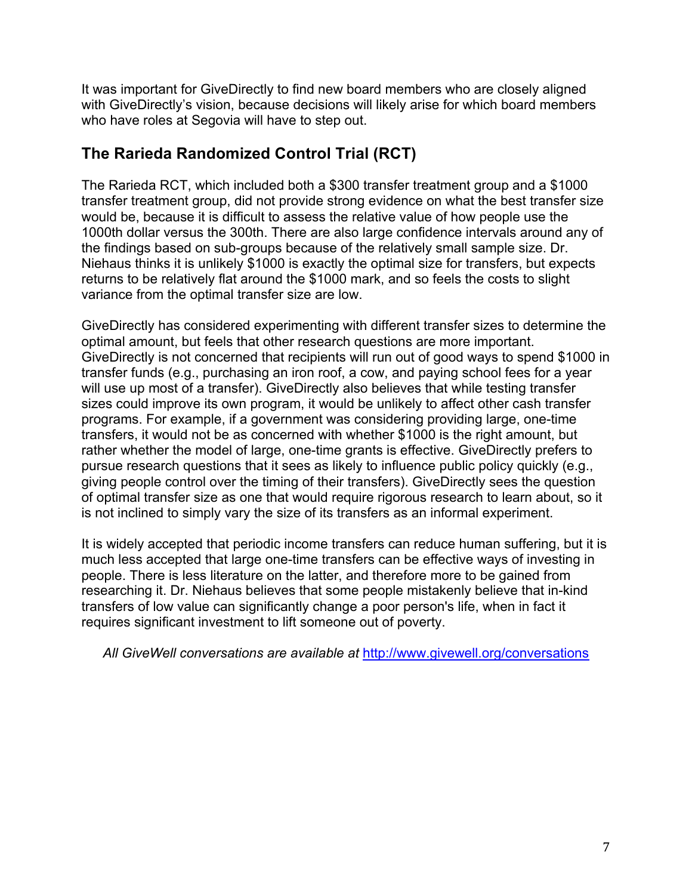It was important for GiveDirectly to find new board members who are closely aligned with GiveDirectly's vision, because decisions will likely arise for which board members who have roles at Segovia will have to step out.

## The Rarieda Randomized Control Trial (RCT)

The Rarieda RCT, which included both a $300 transfer treatment group and a $1000 transfer treatment group, did not provide strong evidence on what the best transfer size would be, because it is difficult to assess the relative value of how people use the 1000th dollar versus the 300th. There are also large confidence intervals around any of the findings based on sub-groups because of the relatively small sample size. Dr. Niehaus thinks it is unlikely $1000 is exactly the optimal size for transfers, but expects returns to be relatively flat around the $1000 mark, and so feels the costs to slight variance from the optimal transfer size are low.

GiveDirectly has considered experimenting with different transfer sizes to determine the optimal amount, but feels that other research questions are more important. GiveDirectly is not concerned that recipients will run out of good ways to spend $1000 in transfer funds (e.g., purchasing an iron roof, a cow, and paying school fees for a year will use up most of a transfer). GiveDirectly also believes that while testing transfer sizes could improve its own program, it would be unlikely to affect other cash transfer programs. For example, if a government was considering providing large, one-time transfers, it would not be as concerned with whether $1000 is the right amount, but rather whether the model of large, one-time grants is effective. GiveDirectly prefers to pursue research questions that it sees as likely to influence public policy quickly (e.g., giving people control over the timing of their transfers). GiveDirectly sees the question of optimal transfer size as one that would require rigorous research to learn about, so it is not inclined to simply vary the size of its transfers as an informal experiment.

It is widely accepted that periodic income transfers can reduce human suffering, but it is much less accepted that large one-time transfers can be effective ways of investing in people. There is less literature on the latter, and therefore more to be gained from researching it. Dr. Niehaus believes that some people mistakenly believe that in-kind transfers of low value can significantly change a poor person's life, when in fact it requires significant investment to lift someone out of poverty.

*All GiveWell conversations are available at* [http://www.givewell.org/conversations](http://www.givewell.org/conversations)